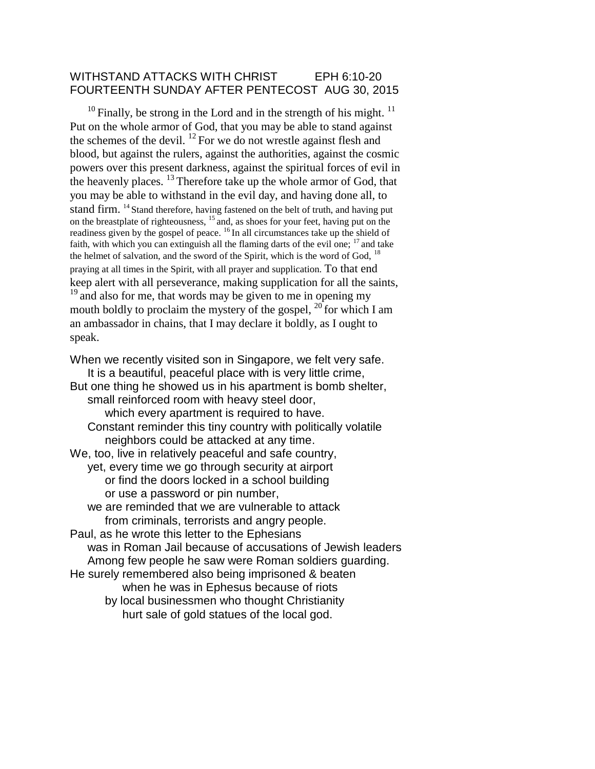WITHSTAND ATTACKS WITH CHRIST EPH 6:10-20
FOURTEENTH SUNDAY AFTER PENTECOST AUG 30, 2015

[10] Finally, be strong in the Lord and in the strength of his might. [11] Put on the whole armor of God, that you may be able to stand against the schemes of the devil. [12] For we do not wrestle against flesh and blood, but against the rulers, against the authorities, against the cosmic powers over this present darkness, against the spiritual forces of evil in the heavenly places. [13] Therefore take up the whole armor of God, that you may be able to withstand in the evil day, and having done all, to stand firm. [14] Stand therefore, having fastened on the belt of truth, and having put on the breastplate of righteousness, [15] and, as shoes for your feet, having put on the readiness given by the gospel of peace. [16] In all circumstances take up the shield of faith, with which you can extinguish all the flaming darts of the evil one; [17] and take the helmet of salvation, and the sword of the Spirit, which is the word of God, [18] praying at all times in the Spirit, with all prayer and supplication. To that end keep alert with all perseverance, making supplication for all the saints, [19] and also for me, that words may be given to me in opening my mouth boldly to proclaim the mystery of the gospel, [20] for which I am an ambassador in chains, that I may declare it boldly, as I ought to speak.

When we recently visited son in Singapore, we felt very safe.
It is a beautiful, peaceful place with is very little crime,
But one thing he showed us in his apartment is bomb shelter,
small reinforced room with heavy steel door,
which every apartment is required to have.
Constant reminder this tiny country with politically volatile neighbors could be attacked at any time.
We, too, live in relatively peaceful and safe country,
yet, every time we go through security at airport
or find the doors locked in a school building
or use a password or pin number,
we are reminded that we are vulnerable to attack
from criminals, terrorists and angry people.
Paul, as he wrote this letter to the Ephesians
was in Roman Jail because of accusations of Jewish leaders
Among few people he saw were Roman soldiers guarding.
He surely remembered also being imprisoned & beaten
when he was in Ephesus because of riots
by local businessmen who thought Christianity
hurt sale of gold statues of the local god.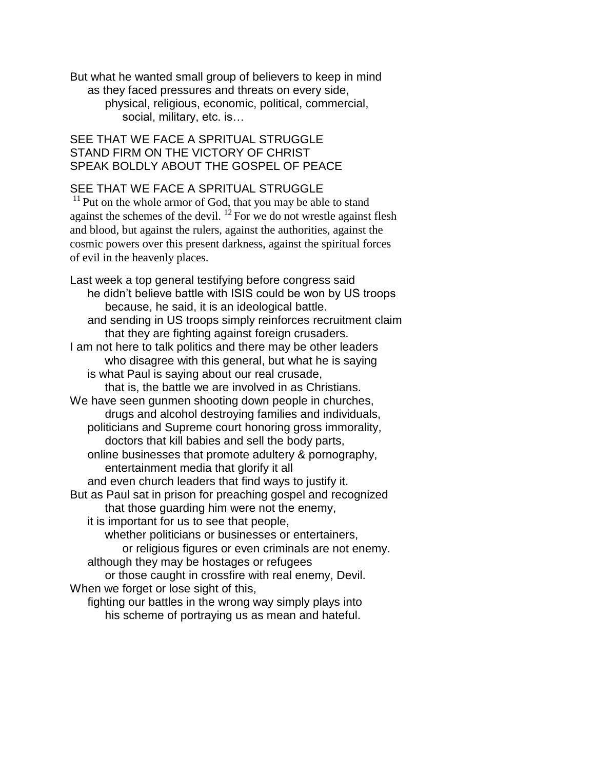But what he wanted small group of believers to keep in mind
as they faced pressures and threats on every side,
physical, religious, economic, political, commercial,
social, military, etc. is…

SEE THAT WE FACE A SPRITUAL STRUGGLE
STAND FIRM ON THE VICTORY OF CHRIST
SPEAK BOLDLY ABOUT THE GOSPEL OF PEACE

SEE THAT WE FACE A SPRITUAL STRUGGLE

[11] Put on the whole armor of God, that you may be able to stand against the schemes of the devil. [12] For we do not wrestle against flesh and blood, but against the rulers, against the authorities, against the cosmic powers over this present darkness, against the spiritual forces of evil in the heavenly places.

Last week a top general testifying before congress said
he didn't believe battle with ISIS could be won by US troops
because, he said, it is an ideological battle.
and sending in US troops simply reinforces recruitment claim
that they are fighting against foreign crusaders.
I am not here to talk politics and there may be other leaders
who disagree with this general, but what he is saying
is what Paul is saying about our real crusade,
that is, the battle we are involved in as Christians.
We have seen gunmen shooting down people in churches,
drugs and alcohol destroying families and individuals,
politicians and Supreme court honoring gross immorality,
doctors that kill babies and sell the body parts,
online businesses that promote adultery & pornography,
entertainment media that glorify it all
and even church leaders that find ways to justify it.
But as Paul sat in prison for preaching gospel and recognized
that those guarding him were not the enemy,
it is important for us to see that people,
whether politicians or businesses or entertainers,
or religious figures or even criminals are not enemy.
although they may be hostages or refugees
or those caught in crossfire with real enemy, Devil.
When we forget or lose sight of this,
fighting our battles in the wrong way simply plays into
his scheme of portraying us as mean and hateful.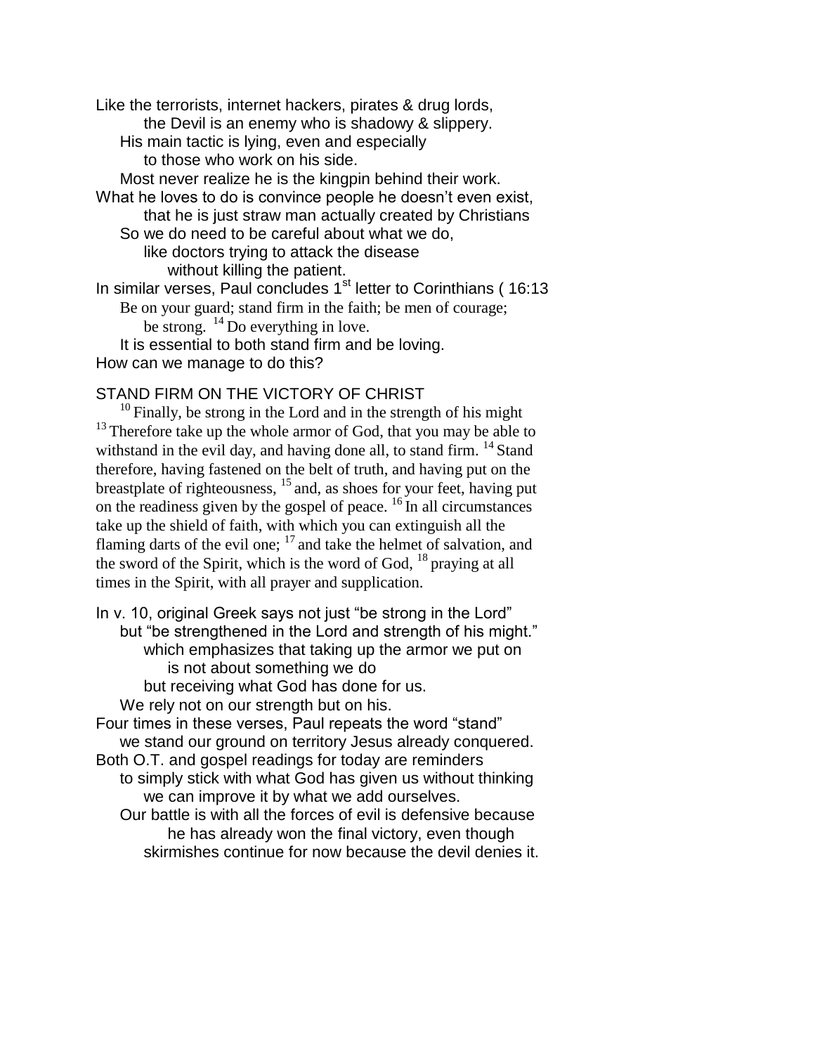Like the terrorists, internet hackers, pirates & drug lords,
the Devil is an enemy who is shadowy & slippery.
His main tactic is lying, even and especially
to those who work on his side.
Most never realize he is the kingpin behind their work.
What he loves to do is convince people he doesn't even exist,
that he is just straw man actually created by Christians
So we do need to be careful about what we do,
like doctors trying to attack the disease
without killing the patient.
In similar verses, Paul concludes 1st letter to Corinthians ( 16:13
Be on your guard; stand firm in the faith; be men of courage;
be strong. [14] Do everything in love.
It is essential to both stand firm and be loving.
How can we manage to do this?

STAND FIRM ON THE VICTORY OF CHRIST

[10] Finally, be strong in the Lord and in the strength of his might [13] Therefore take up the whole armor of God, that you may be able to withstand in the evil day, and having done all, to stand firm. [14] Stand therefore, having fastened on the belt of truth, and having put on the breastplate of righteousness, [15] and, as shoes for your feet, having put on the readiness given by the gospel of peace. [16] In all circumstances take up the shield of faith, with which you can extinguish all the flaming darts of the evil one; [17] and take the helmet of salvation, and the sword of the Spirit, which is the word of God, [18] praying at all times in the Spirit, with all prayer and supplication.

In v. 10, original Greek says not just "be strong in the Lord"
but "be strengthened in the Lord and strength of his might."
which emphasizes that taking up the armor we put on
is not about something we do
but receiving what God has done for us.
We rely not on our strength but on his.
Four times in these verses, Paul repeats the word "stand"
we stand our ground on territory Jesus already conquered.
Both O.T. and gospel readings for today are reminders
to simply stick with what God has given us without thinking
we can improve it by what we add ourselves.
Our battle is with all the forces of evil is defensive because
he has already won the final victory, even though
skirmishes continue for now because the devil denies it.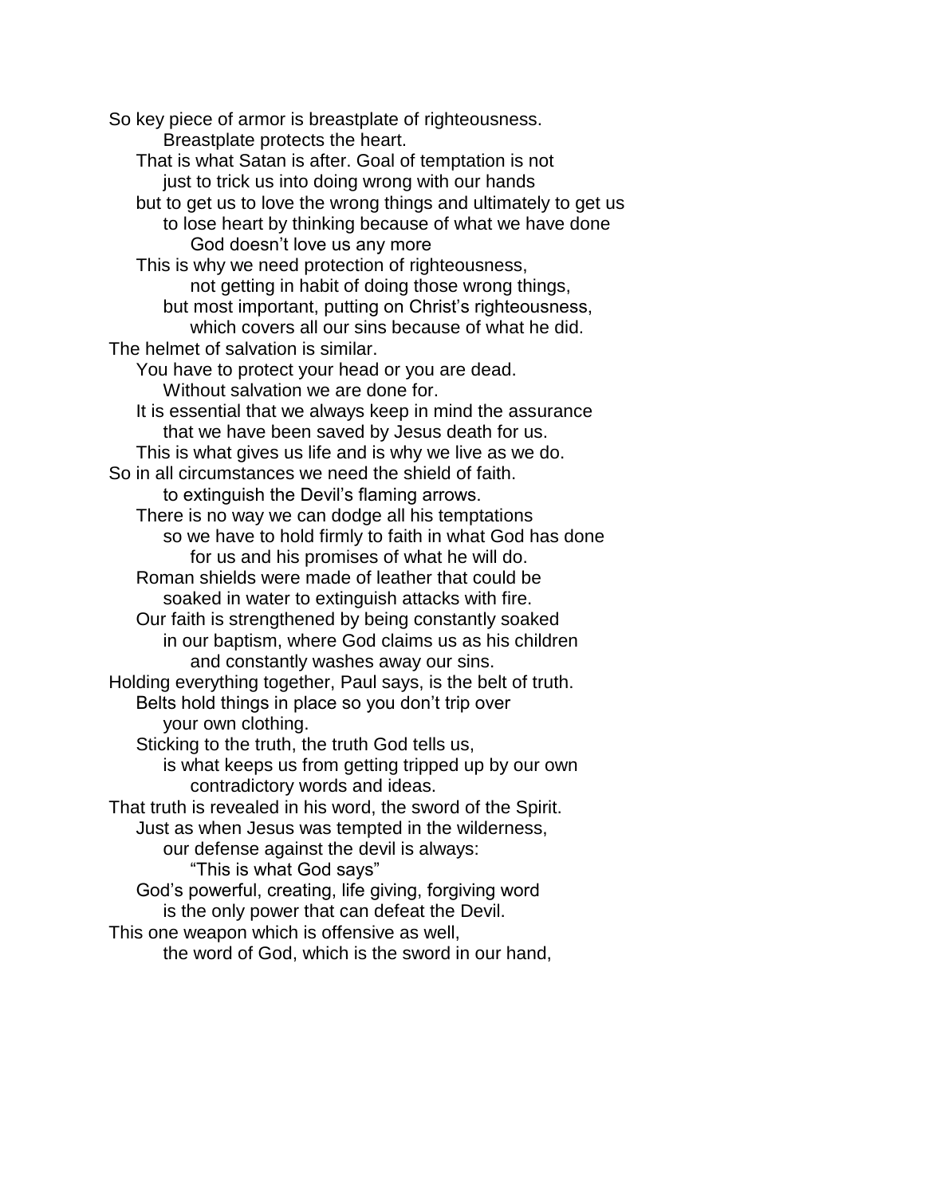So key piece of armor is breastplate of righteousness.
        Breastplate protects the heart.
    That is what Satan is after. Goal of temptation is not
        just to trick us into doing wrong with our hands
    but to get us to love the wrong things and ultimately to get us
        to lose heart by thinking because of what we have done
            God doesn't love us any more
    This is why we need protection of righteousness,
            not getting in habit of doing those wrong things,
        but most important, putting on Christ's righteousness,
            which covers all our sins because of what he did.
The helmet of salvation is similar.
    You have to protect your head or you are dead.
        Without salvation we are done for.
    It is essential that we always keep in mind the assurance
        that we have been saved by Jesus death for us.
    This is what gives us life and is why we live as we do.
So in all circumstances we need the shield of faith.
        to extinguish the Devil's flaming arrows.
    There is no way we can dodge all his temptations
        so we have to hold firmly to faith in what God has done
            for us and his promises of what he will do.
    Roman shields were made of leather that could be
        soaked in water to extinguish attacks with fire.
    Our faith is strengthened by being constantly soaked
        in our baptism, where God claims us as his children
            and constantly washes away our sins.
Holding everything together, Paul says, is the belt of truth.
    Belts hold things in place so you don't trip over
        your own clothing.
    Sticking to the truth, the truth God tells us,
        is what keeps us from getting tripped up by our own
            contradictory words and ideas.
That truth is revealed in his word, the sword of the Spirit.
    Just as when Jesus was tempted in the wilderness,
        our defense against the devil is always:
            "This is what God says"
    God's powerful, creating, life giving, forgiving word
        is the only power that can defeat the Devil.
This one weapon which is offensive as well,
        the word of God, which is the sword in our hand,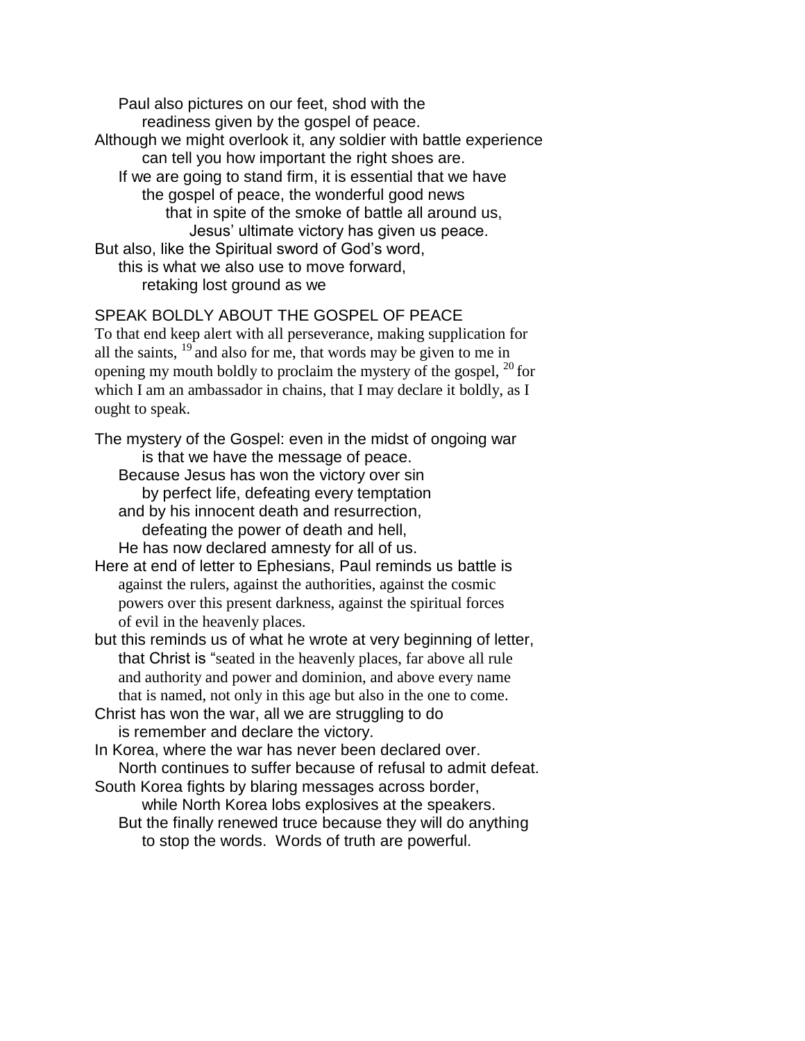Paul also pictures on our feet, shod with the
readiness given by the gospel of peace.
Although we might overlook it, any soldier with battle experience
can tell you how important the right shoes are.
If we are going to stand firm, it is essential that we have
the gospel of peace, the wonderful good news
that in spite of the smoke of battle all around us,
Jesus' ultimate victory has given us peace.
But also, like the Spiritual sword of God's word,
this is what we also use to move forward,
retaking lost ground as we

## SPEAK BOLDLY ABOUT THE GOSPEL OF PEACE

To that end keep alert with all perseverance, making supplication for all the saints, [19] and also for me, that words may be given to me in opening my mouth boldly to proclaim the mystery of the gospel, [20] for which I am an ambassador in chains, that I may declare it boldly, as I ought to speak.

The mystery of the Gospel: even in the midst of ongoing war
is that we have the message of peace.
Because Jesus has won the victory over sin
by perfect life, defeating every temptation
and by his innocent death and resurrection,
defeating the power of death and hell,
He has now declared amnesty for all of us.
Here at end of letter to Ephesians, Paul reminds us battle is
against the rulers, against the authorities, against the cosmic
powers over this present darkness, against the spiritual forces
of evil in the heavenly places.
but this reminds us of what he wrote at very beginning of letter,
that Christ is "seated in the heavenly places, far above all rule
and authority and power and dominion, and above every name
that is named, not only in this age but also in the one to come.
Christ has won the war, all we are struggling to do
is remember and declare the victory.
In Korea, where the war has never been declared over.
North continues to suffer because of refusal to admit defeat.
South Korea fights by blaring messages across border,
while North Korea lobs explosives at the speakers.
But the finally renewed truce because they will do anything
to stop the words. Words of truth are powerful.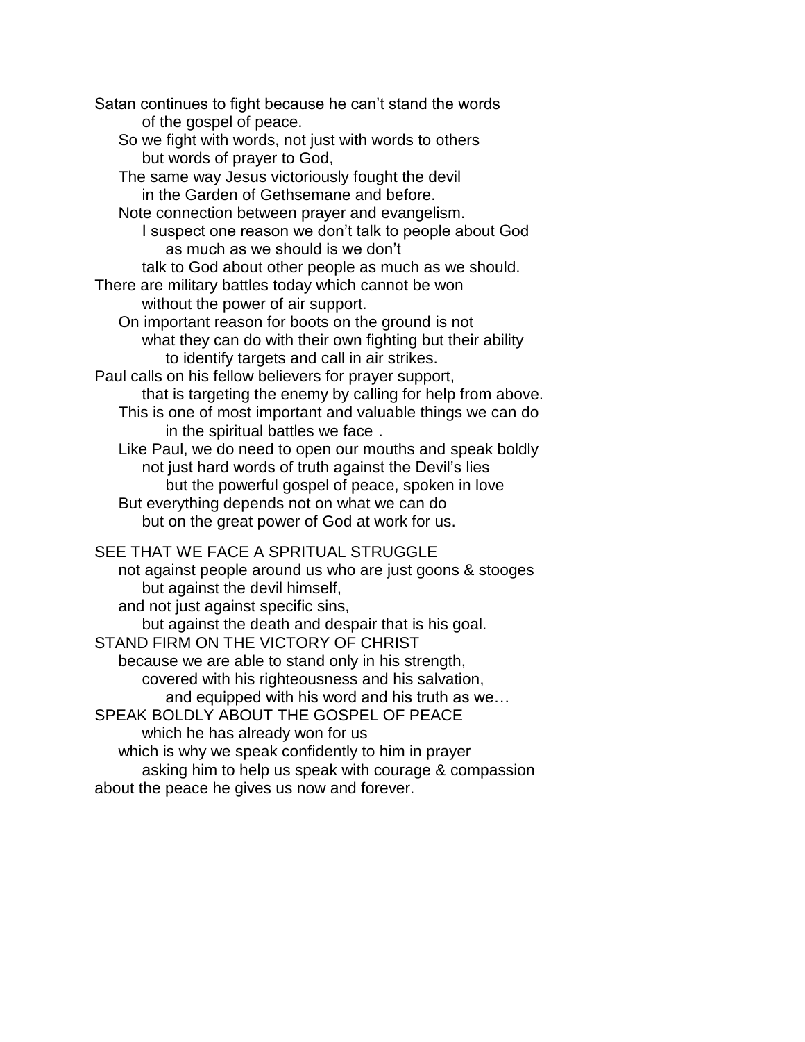Satan continues to fight because he can't stand the words
of the gospel of peace.
So we fight with words, not just with words to others
but words of prayer to God,
The same way Jesus victoriously fought the devil
in the Garden of Gethsemane and before.
Note connection between prayer and evangelism.
I suspect one reason we don't talk to people about God
as much as we should is we don't
talk to God about other people as much as we should.
There are military battles today which cannot be won
without the power of air support.
On important reason for boots on the ground is not
what they can do with their own fighting but their ability
to identify targets and call in air strikes.
Paul calls on his fellow believers for prayer support,
that is targeting the enemy by calling for help from above.
This is one of most important and valuable things we can do
in the spiritual battles we face .
Like Paul, we do need to open our mouths and speak boldly
not just hard words of truth against the Devil's lies
but the powerful gospel of peace, spoken in love
But everything depends not on what we can do
but on the great power of God at work for us.

SEE THAT WE FACE A SPRITUAL STRUGGLE
not against people around us who are just goons & stooges
but against the devil himself,
and not just against specific sins,
but against the death and despair that is his goal.
STAND FIRM ON THE VICTORY OF CHRIST
because we are able to stand only in his strength,
covered with his righteousness and his salvation,
and equipped with his word and his truth as we…
SPEAK BOLDLY ABOUT THE GOSPEL OF PEACE
which he has already won for us
which is why we speak confidently to him in prayer
asking him to help us speak with courage & compassion
about the peace he gives us now and forever.